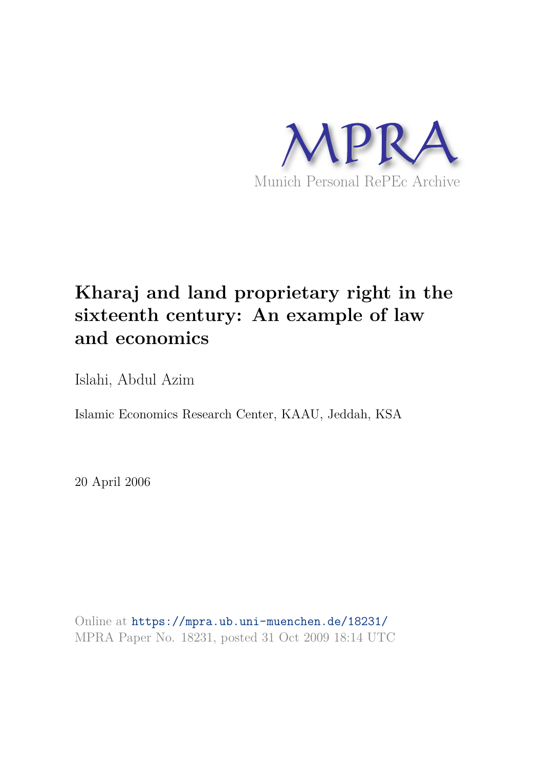MPRA

Munich Personal RePEc Archive

# Kharaj and land proprietary right in the sixteenth century: An example of law and economics

Islahi, Abdul Azim

Islamic Economics Research Center, KAAU, Jeddah, KSA

20 April 2006

Online at https://mpra.ub.uni-muenchen.de/18231/
MPRA Paper No. 18231, posted 31 Oct 2009 18:14 UTC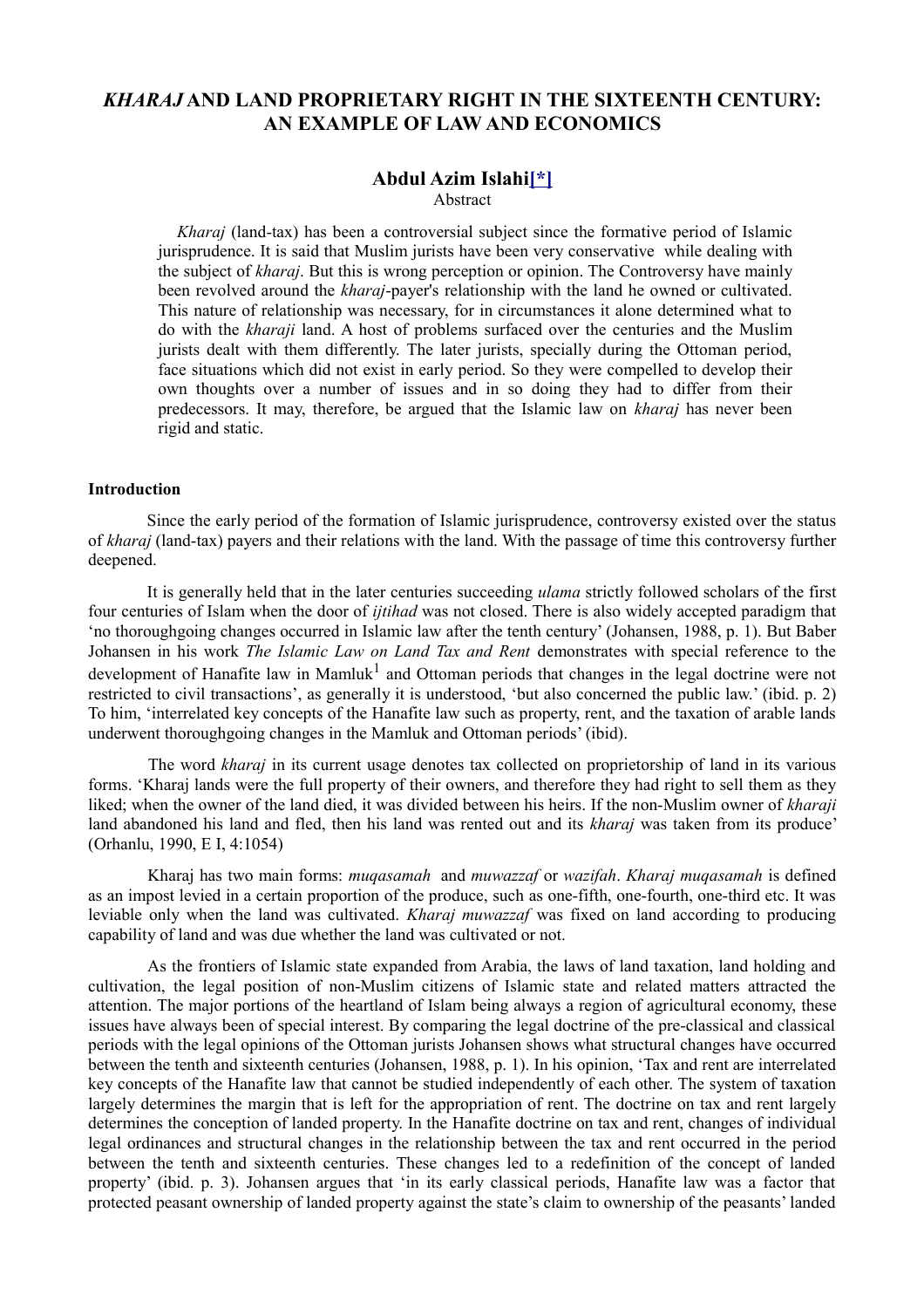# *KHARAJ* AND LAND PROPRIETARY RIGHT IN THE SIXTEENTH CENTURY: AN EXAMPLE OF LAW AND ECONOMICS

**Abdul Azim Islahi[*]**

Abstract

*Kharaj* (land-tax) has been a controversial subject since the formative period of Islamic jurisprudence. It is said that Muslim jurists have been very conservative while dealing with the subject of *kharaj*. But this is wrong perception or opinion. The Controversy have mainly been revolved around the *kharaj*-payer's relationship with the land he owned or cultivated. This nature of relationship was necessary, for in circumstances it alone determined what to do with the *kharaji* land. A host of problems surfaced over the centuries and the Muslim jurists dealt with them differently. The later jurists, specially during the Ottoman period, face situations which did not exist in early period. So they were compelled to develop their own thoughts over a number of issues and in so doing they had to differ from their predecessors. It may, therefore, be argued that the Islamic law on *kharaj* has never been rigid and static.

**Introduction**

Since the early period of the formation of Islamic jurisprudence, controversy existed over the status of *kharaj* (land-tax) payers and their relations with the land. With the passage of time this controversy further deepened.

It is generally held that in the later centuries succeeding *ulama* strictly followed scholars of the first four centuries of Islam when the door of *ijtihad* was not closed. There is also widely accepted paradigm that 'no thoroughgoing changes occurred in Islamic law after the tenth century' (Johansen, 1988, p. 1). But Baber Johansen in his work *The Islamic Law on Land Tax and Rent* demonstrates with special reference to the development of Hanafite law in Mamluk[1] and Ottoman periods that changes in the legal doctrine were not restricted to civil transactions', as generally it is understood, 'but also concerned the public law.' (ibid. p. 2) To him, 'interrelated key concepts of the Hanafite law such as property, rent, and the taxation of arable lands underwent thoroughgoing changes in the Mamluk and Ottoman periods' (ibid).

The word *kharaj* in its current usage denotes tax collected on proprietorship of land in its various forms. 'Kharaj lands were the full property of their owners, and therefore they had right to sell them as they liked; when the owner of the land died, it was divided between his heirs. If the non-Muslim owner of *kharaji* land abandoned his land and fled, then his land was rented out and its *kharaj* was taken from its produce' (Orhanlu, 1990, E I, 4:1054)

Kharaj has two main forms: *muqasamah* and *muwazzaf* or *wazifah*. *Kharaj muqasamah* is defined as an impost levied in a certain proportion of the produce, such as one-fifth, one-fourth, one-third etc. It was leviable only when the land was cultivated. *Kharaj muwazzaf* was fixed on land according to producing capability of land and was due whether the land was cultivated or not.

As the frontiers of Islamic state expanded from Arabia, the laws of land taxation, land holding and cultivation, the legal position of non-Muslim citizens of Islamic state and related matters attracted the attention. The major portions of the heartland of Islam being always a region of agricultural economy, these issues have always been of special interest. By comparing the legal doctrine of the pre-classical and classical periods with the legal opinions of the Ottoman jurists Johansen shows what structural changes have occurred between the tenth and sixteenth centuries (Johansen, 1988, p. 1). In his opinion, 'Tax and rent are interrelated key concepts of the Hanafite law that cannot be studied independently of each other. The system of taxation largely determines the margin that is left for the appropriation of rent. The doctrine on tax and rent largely determines the conception of landed property. In the Hanafite doctrine on tax and rent, changes of individual legal ordinances and structural changes in the relationship between the tax and rent occurred in the period between the tenth and sixteenth centuries. These changes led to a redefinition of the concept of landed property' (ibid. p. 3). Johansen argues that 'in its early classical periods, Hanafite law was a factor that protected peasant ownership of landed property against the state's claim to ownership of the peasants' landed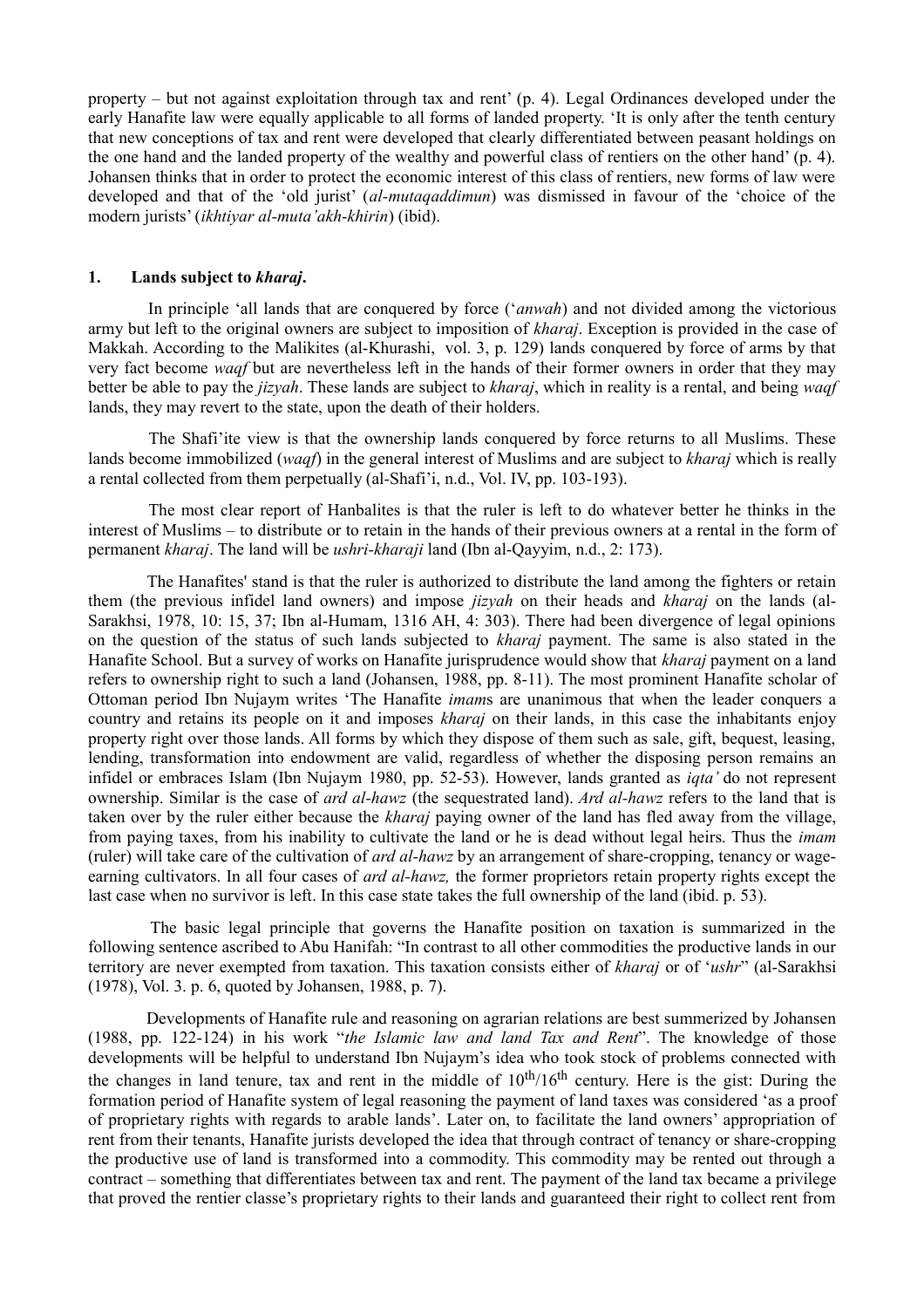property – but not against exploitation through tax and rent' (p. 4). Legal Ordinances developed under the early Hanafite law were equally applicable to all forms of landed property. 'It is only after the tenth century that new conceptions of tax and rent were developed that clearly differentiated between peasant holdings on the one hand and the landed property of the wealthy and powerful class of rentiers on the other hand' (p. 4). Johansen thinks that in order to protect the economic interest of this class of rentiers, new forms of law were developed and that of the 'old jurist' (*al-mutaqaddimun*) was dismissed in favour of the 'choice of the modern jurists' (*ikhtiyar al-muta'akh-khirin*) (ibid).

## 1. Lands subject to *kharaj*.

In principle 'all lands that are conquered by force ('*anwah*) and not divided among the victorious army but left to the original owners are subject to imposition of *kharaj*. Exception is provided in the case of Makkah. According to the Malikites (al-Khurashi, vol. 3, p. 129) lands conquered by force of arms by that very fact become *waqf* but are nevertheless left in the hands of their former owners in order that they may better be able to pay the *jizyah*. These lands are subject to *kharaj*, which in reality is a rental, and being *waqf* lands, they may revert to the state, upon the death of their holders.

The Shafi'ite view is that the ownership lands conquered by force returns to all Muslims. These lands become immobilized (*waqf*) in the general interest of Muslims and are subject to *kharaj* which is really a rental collected from them perpetually (al-Shafi'i, n.d., Vol. IV, pp. 103-193).

The most clear report of Hanbalites is that the ruler is left to do whatever better he thinks in the interest of Muslims – to distribute or to retain in the hands of their previous owners at a rental in the form of permanent *kharaj*. The land will be *ushri-kharaji* land (Ibn al-Qayyim, n.d., 2: 173).

The Hanafites' stand is that the ruler is authorized to distribute the land among the fighters or retain them (the previous infidel land owners) and impose *jizyah* on their heads and *kharaj* on the lands (al-Sarakhsi, 1978, 10: 15, 37; Ibn al-Humam, 1316 AH, 4: 303). There had been divergence of legal opinions on the question of the status of such lands subjected to *kharaj* payment. The same is also stated in the Hanafite School. But a survey of works on Hanafite jurisprudence would show that *kharaj* payment on a land refers to ownership right to such a land (Johansen, 1988, pp. 8-11). The most prominent Hanafite scholar of Ottoman period Ibn Nujaym writes 'The Hanafite *imam*s are unanimous that when the leader conquers a country and retains its people on it and imposes *kharaj* on their lands, in this case the inhabitants enjoy property right over those lands. All forms by which they dispose of them such as sale, gift, bequest, leasing, lending, transformation into endowment are valid, regardless of whether the disposing person remains an infidel or embraces Islam (Ibn Nujaym 1980, pp. 52-53). However, lands granted as *iqta'* do not represent ownership. Similar is the case of *ard al-hawz* (the sequestrated land). *Ard al-hawz* refers to the land that is taken over by the ruler either because the *kharaj* paying owner of the land has fled away from the village, from paying taxes, from his inability to cultivate the land or he is dead without legal heirs. Thus the *imam* (ruler) will take care of the cultivation of *ard al-hawz* by an arrangement of share-cropping, tenancy or wage-earning cultivators. In all four cases of *ard al-hawz,* the former proprietors retain property rights except the last case when no survivor is left. In this case state takes the full ownership of the land (ibid. p. 53).

The basic legal principle that governs the Hanafite position on taxation is summarized in the following sentence ascribed to Abu Hanifah: "In contrast to all other commodities the productive lands in our territory are never exempted from taxation. This taxation consists either of *kharaj* or of '*ushr*" (al-Sarakhsi (1978), Vol. 3. p. 6, quoted by Johansen, 1988, p. 7).

Developments of Hanafite rule and reasoning on agrarian relations are best summerized by Johansen (1988, pp. 122-124) in his work "*the Islamic law and land Tax and Rent*". The knowledge of those developments will be helpful to understand Ibn Nujaym's idea who took stock of problems connected with the changes in land tenure, tax and rent in the middle of 10[th]/16[th] century. Here is the gist: During the formation period of Hanafite system of legal reasoning the payment of land taxes was considered 'as a proof of proprietary rights with regards to arable lands'. Later on, to facilitate the land owners' appropriation of rent from their tenants, Hanafite jurists developed the idea that through contract of tenancy or share-cropping the productive use of land is transformed into a commodity. This commodity may be rented out through a contract – something that differentiates between tax and rent. The payment of the land tax became a privilege that proved the rentier classe's proprietary rights to their lands and guaranteed their right to collect rent from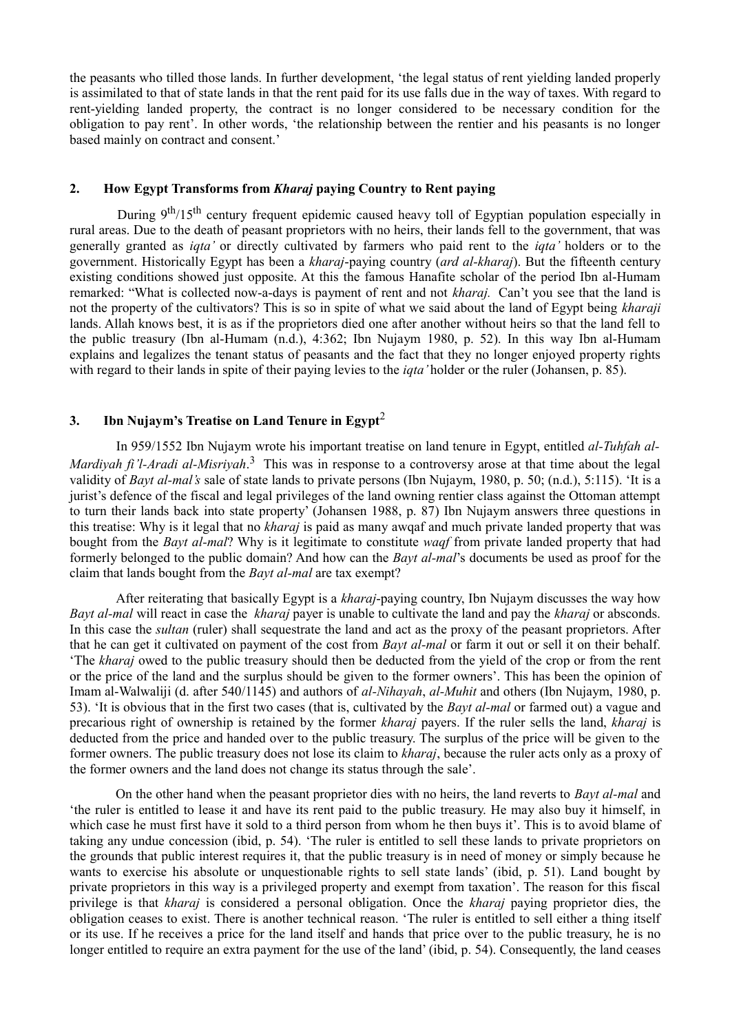the peasants who tilled those lands. In further development, 'the legal status of rent yielding landed properly is assimilated to that of state lands in that the rent paid for its use falls due in the way of taxes. With regard to rent-yielding landed property, the contract is no longer considered to be necessary condition for the obligation to pay rent'. In other words, 'the relationship between the rentier and his peasants is no longer based mainly on contract and consent.'

## 2. How Egypt Transforms from *Kharaj* paying Country to Rent paying

During 9th/15th century frequent epidemic caused heavy toll of Egyptian population especially in rural areas. Due to the death of peasant proprietors with no heirs, their lands fell to the government, that was generally granted as *iqta'* or directly cultivated by farmers who paid rent to the *iqta'* holders or to the government. Historically Egypt has been a *kharaj*-paying country (*ard al-kharaj*). But the fifteenth century existing conditions showed just opposite. At this the famous Hanafite scholar of the period Ibn al-Humam remarked: "What is collected now-a-days is payment of rent and not *kharaj.* Can't you see that the land is not the property of the cultivators? This is so in spite of what we said about the land of Egypt being *kharaji* lands. Allah knows best, it is as if the proprietors died one after another without heirs so that the land fell to the public treasury (Ibn al-Humam (n.d.), 4:362; Ibn Nujaym 1980, p. 52). In this way Ibn al-Humam explains and legalizes the tenant status of peasants and the fact that they no longer enjoyed property rights with regard to their lands in spite of their paying levies to the *iqta'* holder or the ruler (Johansen, p. 85).

## 3. Ibn Nujaym's Treatise on Land Tenure in Egypt[2]

In 959/1552 Ibn Nujaym wrote his important treatise on land tenure in Egypt, entitled *al-Tuhfah al-Mardiyah fi'l-Aradi al-Misriyah*.[3] This was in response to a controversy arose at that time about the legal validity of *Bayt al-mal's* sale of state lands to private persons (Ibn Nujaym, 1980, p. 50; (n.d.), 5:115). 'It is a jurist's defence of the fiscal and legal privileges of the land owning rentier class against the Ottoman attempt to turn their lands back into state property' (Johansen 1988, p. 87) Ibn Nujaym answers three questions in this treatise: Why is it legal that no *kharaj* is paid as many awqaf and much private landed property that was bought from the *Bayt al-mal*? Why is it legitimate to constitute *waqf* from private landed property that had formerly belonged to the public domain? And how can the *Bayt al-mal*'s documents be used as proof for the claim that lands bought from the *Bayt al-mal* are tax exempt?

After reiterating that basically Egypt is a *kharaj*-paying country, Ibn Nujaym discusses the way how *Bayt al-mal* will react in case the *kharaj* payer is unable to cultivate the land and pay the *kharaj* or absconds. In this case the *sultan* (ruler) shall sequestrate the land and act as the proxy of the peasant proprietors. After that he can get it cultivated on payment of the cost from *Bayt al-mal* or farm it out or sell it on their behalf. 'The *kharaj* owed to the public treasury should then be deducted from the yield of the crop or from the rent or the price of the land and the surplus should be given to the former owners'. This has been the opinion of Imam al-Walwaliji (d. after 540/1145) and authors of *al-Nihayah*, *al-Muhit* and others (Ibn Nujaym, 1980, p. 53). 'It is obvious that in the first two cases (that is, cultivated by the *Bayt al-mal* or farmed out) a vague and precarious right of ownership is retained by the former *kharaj* payers. If the ruler sells the land, *kharaj* is deducted from the price and handed over to the public treasury. The surplus of the price will be given to the former owners. The public treasury does not lose its claim to *kharaj*, because the ruler acts only as a proxy of the former owners and the land does not change its status through the sale'.

On the other hand when the peasant proprietor dies with no heirs, the land reverts to *Bayt al-mal* and 'the ruler is entitled to lease it and have its rent paid to the public treasury. He may also buy it himself, in which case he must first have it sold to a third person from whom he then buys it'. This is to avoid blame of taking any undue concession (ibid, p. 54). 'The ruler is entitled to sell these lands to private proprietors on the grounds that public interest requires it, that the public treasury is in need of money or simply because he wants to exercise his absolute or unquestionable rights to sell state lands' (ibid, p. 51). Land bought by private proprietors in this way is a privileged property and exempt from taxation'. The reason for this fiscal privilege is that *kharaj* is considered a personal obligation. Once the *kharaj* paying proprietor dies, the obligation ceases to exist. There is another technical reason. 'The ruler is entitled to sell either a thing itself or its use. If he receives a price for the land itself and hands that price over to the public treasury, he is no longer entitled to require an extra payment for the use of the land' (ibid, p. 54). Consequently, the land ceases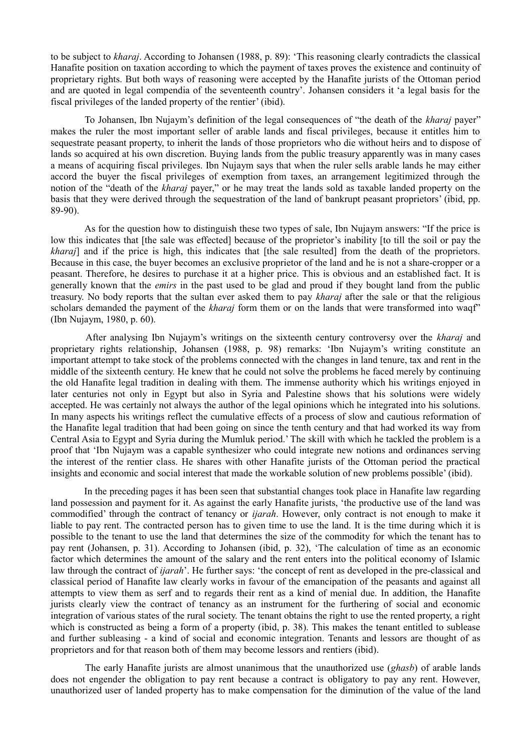to be subject to *kharaj*. According to Johansen (1988, p. 89): 'This reasoning clearly contradicts the classical Hanafite position on taxation according to which the payment of taxes proves the existence and continuity of proprietary rights. But both ways of reasoning were accepted by the Hanafite jurists of the Ottoman period and are quoted in legal compendia of the seventeenth country'. Johansen considers it 'a legal basis for the fiscal privileges of the landed property of the rentier' (ibid).

To Johansen, Ibn Nujaym's definition of the legal consequences of "the death of the *kharaj* payer" makes the ruler the most important seller of arable lands and fiscal privileges, because it entitles him to sequestrate peasant property, to inherit the lands of those proprietors who die without heirs and to dispose of lands so acquired at his own discretion. Buying lands from the public treasury apparently was in many cases a means of acquiring fiscal privileges. Ibn Nujaym says that when the ruler sells arable lands he may either accord the buyer the fiscal privileges of exemption from taxes, an arrangement legitimized through the notion of the "death of the *kharaj* payer," or he may treat the lands sold as taxable landed property on the basis that they were derived through the sequestration of the land of bankrupt peasant proprietors' (ibid, pp. 89-90).

As for the question how to distinguish these two types of sale, Ibn Nujaym answers: "If the price is low this indicates that [the sale was effected] because of the proprietor's inability [to till the soil or pay the *kharaj*] and if the price is high, this indicates that [the sale resulted] from the death of the proprietors. Because in this case, the buyer becomes an exclusive proprietor of the land and he is not a share-cropper or a peasant. Therefore, he desires to purchase it at a higher price. This is obvious and an established fact. It is generally known that the *emirs* in the past used to be glad and proud if they bought land from the public treasury. No body reports that the sultan ever asked them to pay *kharaj* after the sale or that the religious scholars demanded the payment of the *kharaj* form them or on the lands that were transformed into waqf" (Ibn Nujaym, 1980, p. 60).

After analysing Ibn Nujaym's writings on the sixteenth century controversy over the *kharaj* and proprietary rights relationship, Johansen (1988, p. 98) remarks: 'Ibn Nujaym's writing constitute an important attempt to take stock of the problems connected with the changes in land tenure, tax and rent in the middle of the sixteenth century. He knew that he could not solve the problems he faced merely by continuing the old Hanafite legal tradition in dealing with them. The immense authority which his writings enjoyed in later centuries not only in Egypt but also in Syria and Palestine shows that his solutions were widely accepted. He was certainly not always the author of the legal opinions which he integrated into his solutions. In many aspects his writings reflect the cumulative effects of a process of slow and cautious reformation of the Hanafite legal tradition that had been going on since the tenth century and that had worked its way from Central Asia to Egypt and Syria during the Mumluk period.' The skill with which he tackled the problem is a proof that 'Ibn Nujaym was a capable synthesizer who could integrate new notions and ordinances serving the interest of the rentier class. He shares with other Hanafite jurists of the Ottoman period the practical insights and economic and social interest that made the workable solution of new problems possible' (ibid).

In the preceding pages it has been seen that substantial changes took place in Hanafite law regarding land possession and payment for it. As against the early Hanafite jurists, 'the productive use of the land was commodified' through the contract of tenancy or *ijarah*. However, only contract is not enough to make it liable to pay rent. The contracted person has to given time to use the land. It is the time during which it is possible to the tenant to use the land that determines the size of the commodity for which the tenant has to pay rent (Johansen, p. 31). According to Johansen (ibid, p. 32), 'The calculation of time as an economic factor which determines the amount of the salary and the rent enters into the political economy of Islamic law through the contract of *ijarah*'. He further says: 'the concept of rent as developed in the pre-classical and classical period of Hanafite law clearly works in favour of the emancipation of the peasants and against all attempts to view them as serf and to regards their rent as a kind of menial due. In addition, the Hanafite jurists clearly view the contract of tenancy as an instrument for the furthering of social and economic integration of various states of the rural society. The tenant obtains the right to use the rented property, a right which is constructed as being a form of a property (ibid, p. 38). This makes the tenant entitled to sublease and further subleasing - a kind of social and economic integration. Tenants and lessors are thought of as proprietors and for that reason both of them may become lessors and rentiers (ibid).

The early Hanafite jurists are almost unanimous that the unauthorized use (*ghasb*) of arable lands does not engender the obligation to pay rent because a contract is obligatory to pay any rent. However, unauthorized user of landed property has to make compensation for the diminution of the value of the land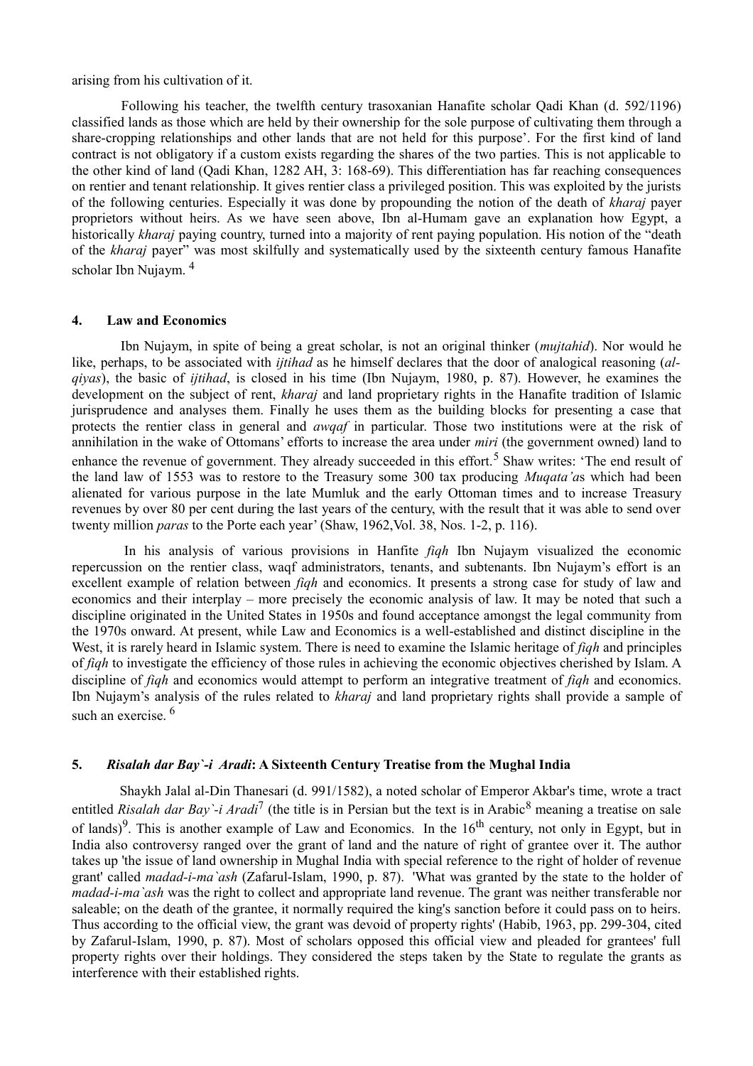arising from his cultivation of it.

Following his teacher, the twelfth century trasoxanian Hanafite scholar Qadi Khan (d. 592/1196) classified lands as those which are held by their ownership for the sole purpose of cultivating them through a share-cropping relationships and other lands that are not held for this purpose'. For the first kind of land contract is not obligatory if a custom exists regarding the shares of the two parties. This is not applicable to the other kind of land (Qadi Khan, 1282 AH, 3: 168-69). This differentiation has far reaching consequences on rentier and tenant relationship. It gives rentier class a privileged position. This was exploited by the jurists of the following centuries. Especially it was done by propounding the notion of the death of *kharaj* payer proprietors without heirs. As we have seen above, Ibn al-Humam gave an explanation how Egypt, a historically *kharaj* paying country, turned into a majority of rent paying population. His notion of the "death of the *kharaj* payer" was most skilfully and systematically used by the sixteenth century famous Hanafite scholar Ibn Nujaym. [4]

## 4. Law and Economics

Ibn Nujaym, in spite of being a great scholar, is not an original thinker (*mujtahid*). Nor would he like, perhaps, to be associated with *ijtihad* as he himself declares that the door of analogical reasoning (*al-qiyas*), the basic of *ijtihad*, is closed in his time (Ibn Nujaym, 1980, p. 87). However, he examines the development on the subject of rent, *kharaj* and land proprietary rights in the Hanafite tradition of Islamic jurisprudence and analyses them. Finally he uses them as the building blocks for presenting a case that protects the rentier class in general and *awqaf* in particular. Those two institutions were at the risk of annihilation in the wake of Ottomans' efforts to increase the area under *miri* (the government owned) land to enhance the revenue of government. They already succeeded in this effort.[5] Shaw writes: 'The end result of the land law of 1553 was to restore to the Treasury some 300 tax producing *Muqata'a*s which had been alienated for various purpose in the late Mumluk and the early Ottoman times and to increase Treasury revenues by over 80 per cent during the last years of the century, with the result that it was able to send over twenty million *paras* to the Porte each year' (Shaw, 1962,Vol. 38, Nos. 1-2, p. 116).

In his analysis of various provisions in Hanfite *fiqh* Ibn Nujaym visualized the economic repercussion on the rentier class, waqf administrators, tenants, and subtenants. Ibn Nujaym's effort is an excellent example of relation between *fiqh* and economics. It presents a strong case for study of law and economics and their interplay – more precisely the economic analysis of law. It may be noted that such a discipline originated in the United States in 1950s and found acceptance amongst the legal community from the 1970s onward. At present, while Law and Economics is a well-established and distinct discipline in the West, it is rarely heard in Islamic system. There is need to examine the Islamic heritage of *fiqh* and principles of *fiqh* to investigate the efficiency of those rules in achieving the economic objectives cherished by Islam. A discipline of *fiqh* and economics would attempt to perform an integrative treatment of *fiqh* and economics. Ibn Nujaym's analysis of the rules related to *kharaj* and land proprietary rights shall provide a sample of such an exercise. [6]

## 5. *Risalah dar Bay`-i Aradi*: A Sixteenth Century Treatise from the Mughal India

Shaykh Jalal al-Din Thanesari (d. 991/1582), a noted scholar of Emperor Akbar's time, wrote a tract entitled *Risalah dar Bay`-i Aradi*[7] (the title is in Persian but the text is in Arabic[8] meaning a treatise on sale of lands)[9]. This is another example of Law and Economics. In the 16th century, not only in Egypt, but in India also controversy ranged over the grant of land and the nature of right of grantee over it. The author takes up 'the issue of land ownership in Mughal India with special reference to the right of holder of revenue grant' called *madad-i-ma`ash* (Zafarul-Islam, 1990, p. 87). 'What was granted by the state to the holder of *madad-i-ma`ash* was the right to collect and appropriate land revenue. The grant was neither transferable nor saleable; on the death of the grantee, it normally required the king's sanction before it could pass on to heirs. Thus according to the official view, the grant was devoid of property rights' (Habib, 1963, pp. 299-304, cited by Zafarul-Islam, 1990, p. 87). Most of scholars opposed this official view and pleaded for grantees' full property rights over their holdings. They considered the steps taken by the State to regulate the grants as interference with their established rights.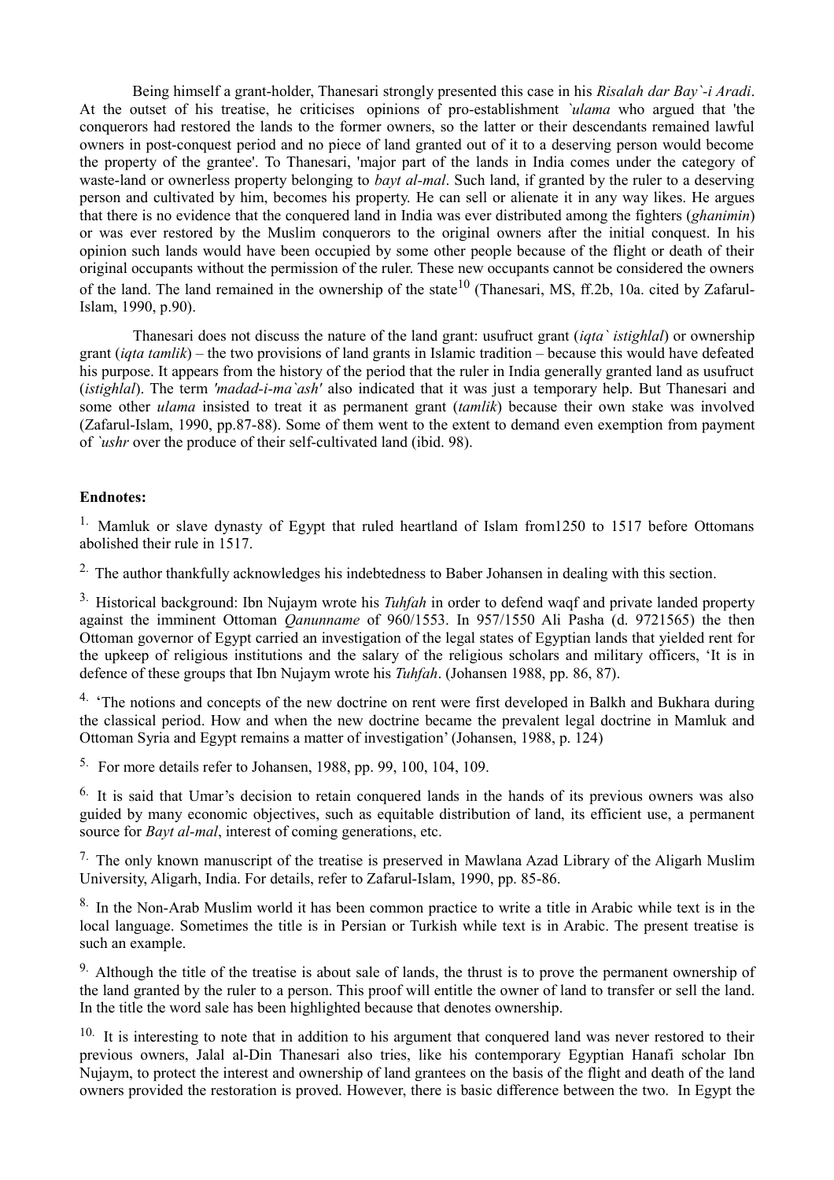Being himself a grant-holder, Thanesari strongly presented this case in his *Risalah dar Bay`-i Aradi*. At the outset of his treatise, he criticises opinions of pro-establishment *`ulama* who argued that 'the conquerors had restored the lands to the former owners, so the latter or their descendants remained lawful owners in post-conquest period and no piece of land granted out of it to a deserving person would become the property of the grantee'. To Thanesari, 'major part of the lands in India comes under the category of waste-land or ownerless property belonging to *bayt al-mal*. Such land, if granted by the ruler to a deserving person and cultivated by him, becomes his property. He can sell or alienate it in any way likes. He argues that there is no evidence that the conquered land in India was ever distributed among the fighters (*ghanimin*) or was ever restored by the Muslim conquerors to the original owners after the initial conquest. In his opinion such lands would have been occupied by some other people because of the flight or death of their original occupants without the permission of the ruler. These new occupants cannot be considered the owners of the land. The land remained in the ownership of the state[10] (Thanesari, MS, ff.2b, 10a. cited by Zafarul-Islam, 1990, p.90).

Thanesari does not discuss the nature of the land grant: usufruct grant (*iqta` istighlal*) or ownership grant (*iqta tamlik*) – the two provisions of land grants in Islamic tradition – because this would have defeated his purpose. It appears from the history of the period that the ruler in India generally granted land as usufruct (*istighlal*). The term *'madad-i-ma`ash'* also indicated that it was just a temporary help. But Thanesari and some other *ulama* insisted to treat it as permanent grant (*tamlik*) because their own stake was involved (Zafarul-Islam, 1990, pp.87-88). Some of them went to the extent to demand even exemption from payment of *`ushr* over the produce of their self-cultivated land (ibid. 98).

**Endnotes:**

[1] Mamluk or slave dynasty of Egypt that ruled heartland of Islam from1250 to 1517 before Ottomans abolished their rule in 1517.

[2] The author thankfully acknowledges his indebtedness to Baber Johansen in dealing with this section.

[3] Historical background: Ibn Nujaym wrote his *Tuhfah* in order to defend waqf and private landed property against the imminent Ottoman *Qanunname* of 960/1553. In 957/1550 Ali Pasha (d. 9721565) the then Ottoman governor of Egypt carried an investigation of the legal states of Egyptian lands that yielded rent for the upkeep of religious institutions and the salary of the religious scholars and military officers, 'It is in defence of these groups that Ibn Nujaym wrote his *Tuhfah*. (Johansen 1988, pp. 86, 87).

[4] 'The notions and concepts of the new doctrine on rent were first developed in Balkh and Bukhara during the classical period. How and when the new doctrine became the prevalent legal doctrine in Mamluk and Ottoman Syria and Egypt remains a matter of investigation' (Johansen, 1988, p. 124)

[5] For more details refer to Johansen, 1988, pp. 99, 100, 104, 109.

[6] It is said that Umar's decision to retain conquered lands in the hands of its previous owners was also guided by many economic objectives, such as equitable distribution of land, its efficient use, a permanent source for *Bayt al-mal*, interest of coming generations, etc.

[7] The only known manuscript of the treatise is preserved in Mawlana Azad Library of the Aligarh Muslim University, Aligarh, India. For details, refer to Zafarul-Islam, 1990, pp. 85-86.

[8] In the Non-Arab Muslim world it has been common practice to write a title in Arabic while text is in the local language. Sometimes the title is in Persian or Turkish while text is in Arabic. The present treatise is such an example.

[9] Although the title of the treatise is about sale of lands, the thrust is to prove the permanent ownership of the land granted by the ruler to a person. This proof will entitle the owner of land to transfer or sell the land. In the title the word sale has been highlighted because that denotes ownership.

[10] It is interesting to note that in addition to his argument that conquered land was never restored to their previous owners, Jalal al-Din Thanesari also tries, like his contemporary Egyptian Hanafi scholar Ibn Nujaym, to protect the interest and ownership of land grantees on the basis of the flight and death of the land owners provided the restoration is proved. However, there is basic difference between the two. In Egypt the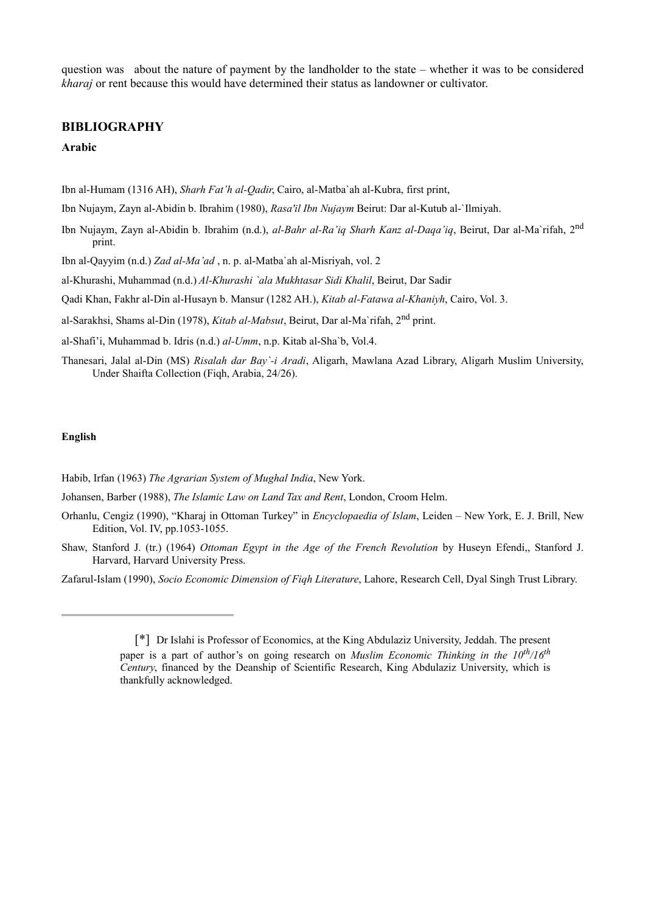question was about the nature of payment by the landholder to the state – whether it was to be considered *kharaj* or rent because this would have determined their status as landowner or cultivator.

## BIBLIOGRAPHY

### Arabic

Ibn al-Humam (1316 AH), *Sharh Fat'h al-Qadir*, Cairo, al-Matba`ah al-Kubra, first print,

Ibn Nujaym, Zayn al-Abidin b. Ibrahim (1980), *Rasa'il Ibn Nujaym* Beirut: Dar al-Kutub al-`Ilmiyah.

Ibn Nujaym, Zayn al-Abidin b. Ibrahim (n.d.), *al-Bahr al-Ra'iq Sharh Kanz al-Daqa'iq*, Beirut, Dar al-Ma`rifah, 2nd print.

Ibn al-Qayyim (n.d.) *Zad al-Ma'ad* , n. p. al-Matba`ah al-Misriyah, vol. 2

al-Khurashi, Muhammad (n.d.) *Al-Khurashi `ala Mukhtasar Sidi Khalil*, Beirut, Dar Sadir

Qadi Khan, Fakhr al-Din al-Husayn b. Mansur (1282 AH.), *Kitab al-Fatawa al-Khaniyh*, Cairo, Vol. 3.

al-Sarakhsi, Shams al-Din (1978), *Kitab al-Mabsut*, Beirut, Dar al-Ma`rifah, 2nd print.

al-Shafi'i, Muhammad b. Idris (n.d.) *al-Umm*, n.p. Kitab al-Sha`b, Vol.4.

Thanesari, Jalal al-Din (MS) *Risalah dar Bay`-i Aradi*, Aligarh, Mawlana Azad Library, Aligarh Muslim University, Under Shaifta Collection (Fiqh, Arabia, 24/26).

### English

Habib, Irfan (1963) *The Agrarian System of Mughal India*, New York.

Johansen, Barber (1988), *The Islamic Law on Land Tax and Rent*, London, Croom Helm.

Orhanlu, Cengiz (1990), "Kharaj in Ottoman Turkey" in *Encyclopaedia of Islam*, Leiden – New York, E. J. Brill, New Edition, Vol. IV, pp.1053-1055.

Shaw, Stanford J. (tr.) (1964) *Ottoman Egypt in the Age of the French Revolution* by Huseyn Efendi,, Stanford J. Harvard, Harvard University Press.

Zafarul-Islam (1990), *Socio Economic Dimension of Fiqh Literature*, Lahore, Research Cell, Dyal Singh Trust Library.

---

[*] Dr Islahi is Professor of Economics, at the King Abdulaziz University, Jeddah. The present paper is a part of author's on going research on *Muslim Economic Thinking in the 10th/16th Century*, financed by the Deanship of Scientific Research, King Abdulaziz University, which is thankfully acknowledged.